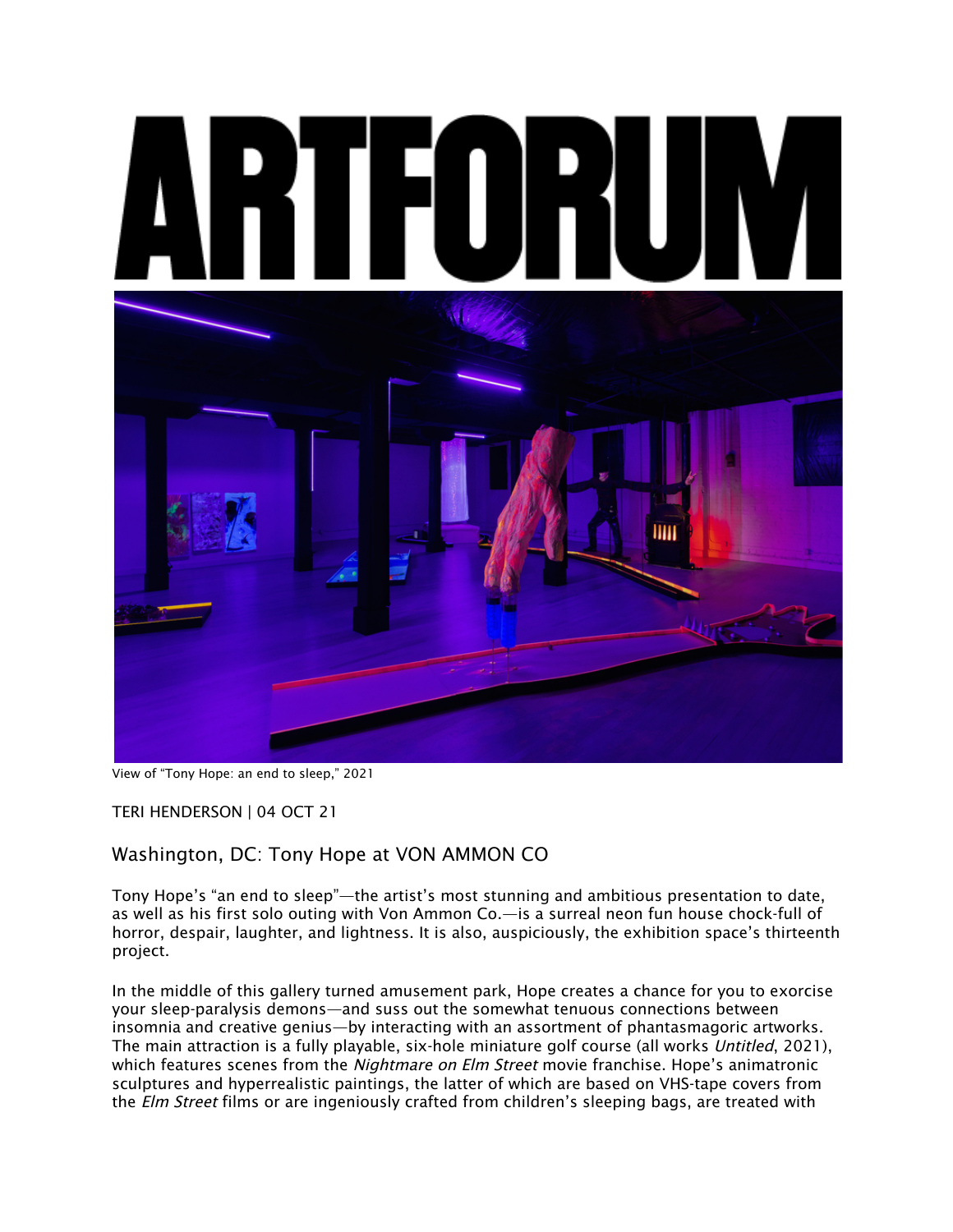# ARTFORUM

View of "Tony Hope: an end to sleep," 2021

TERI HENDERSON | 04 OCT 21

## Washington, DC: Tony Hope at VON AMMON CO

Tony Hope's "an end to sleep"—the artist's most stunning and ambitious presentation to date, as well as his first solo outing with Von Ammon Co.—is a surreal neon fun house chock-full of horror, despair, laughter, and lightness. It is also, auspiciously, the exhibition space's thirteenth project.

In the middle of this gallery turned amusement park, Hope creates a chance for you to exorcise your sleep-paralysis demons—and suss out the somewhat tenuous connections between insomnia and creative genius—by interacting with an assortment of phantasmagoric artworks. The main attraction is a fully playable, six-hole miniature golf course (all works *Untitled*, 2021), which features scenes from the *Nightmare on Elm Street* movie franchise. Hope's animatronic sculptures and hyperrealistic paintings, the latter of which are based on VHS-tape covers from the *Elm Street* films or are ingeniously crafted from children's sleeping bags, are treated with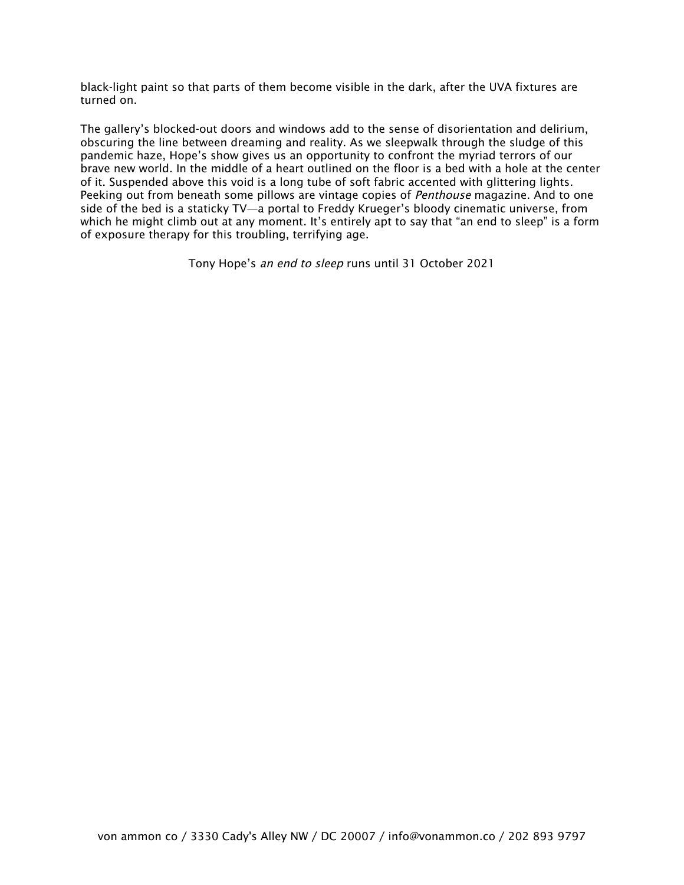black-light paint so that parts of them become visible in the dark, after the UVA fixtures are turned on.

The gallery's blocked-out doors and windows add to the sense of disorientation and delirium, obscuring the line between dreaming and reality. As we sleepwalk through the sludge of this pandemic haze, Hope's show gives us an opportunity to confront the myriad terrors of our brave new world. In the middle of a heart outlined on the floor is a bed with a hole at the center of it. Suspended above this void is a long tube of soft fabric accented with glittering lights. Peeking out from beneath some pillows are vintage copies of *Penthouse* magazine. And to one side of the bed is a staticky TV—a portal to Freddy Krueger's bloody cinematic universe, from which he might climb out at any moment. It's entirely apt to say that "an end to sleep" is a form of exposure therapy for this troubling, terrifying age.

Tony Hope's *an end to sleep* runs until 31 October 2021

von ammon co / 3330 Cady's Alley NW / DC 20007 / info@vonammon.co / 202 893 9797